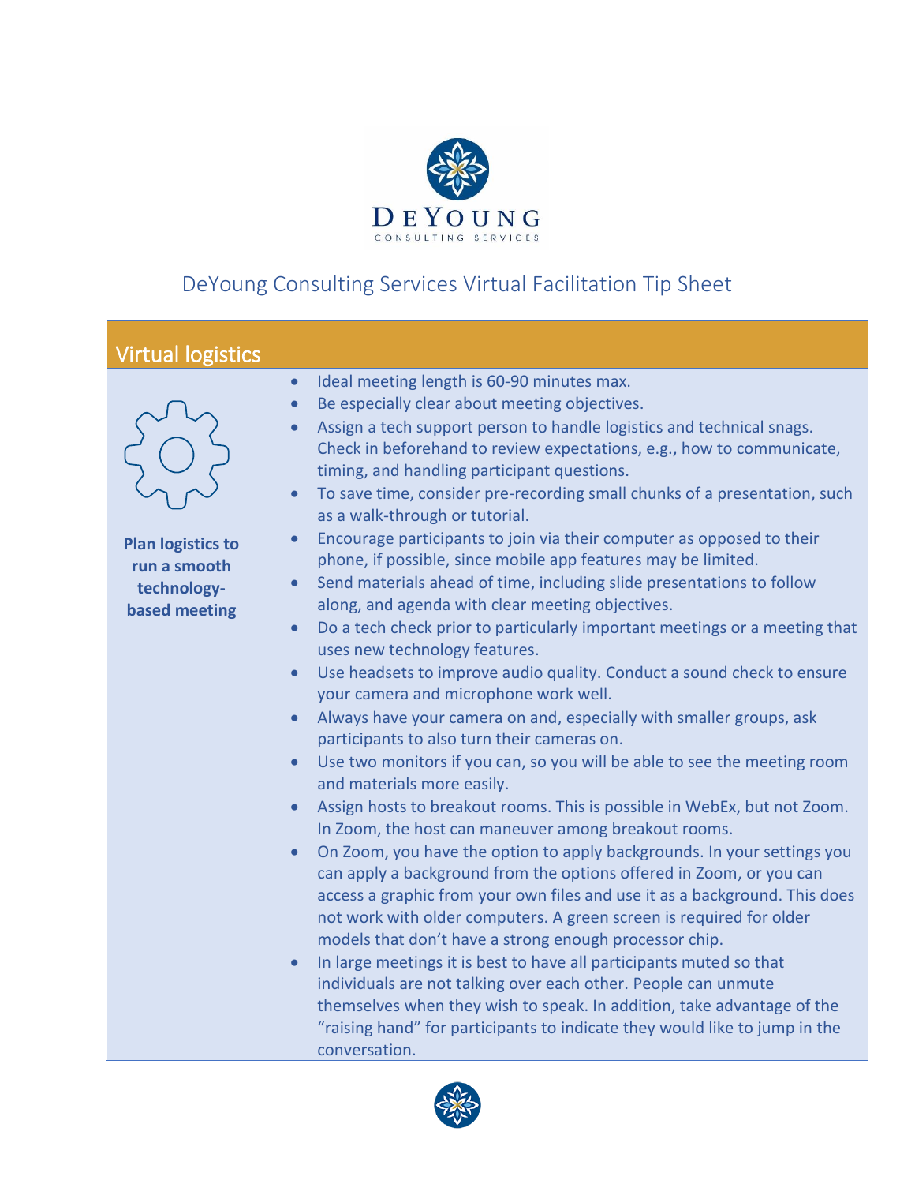DEYOUNG
CONSULTING SERVICES

# DeYoung Consulting Services Virtual Facilitation Tip Sheet

## Virtual logistics

**Plan logistics to run a smooth technology-based meeting**

- Ideal meeting length is 60-90 minutes max.
- Be especially clear about meeting objectives.
- Assign a tech support person to handle logistics and technical snags. Check in beforehand to review expectations, e.g., how to communicate, timing, and handling participant questions.
- To save time, consider pre-recording small chunks of a presentation, such as a walk-through or tutorial.
- Encourage participants to join via their computer as opposed to their phone, if possible, since mobile app features may be limited.
- Send materials ahead of time, including slide presentations to follow along, and agenda with clear meeting objectives.
- Do a tech check prior to particularly important meetings or a meeting that uses new technology features.
- Use headsets to improve audio quality. Conduct a sound check to ensure your camera and microphone work well.
- Always have your camera on and, especially with smaller groups, ask participants to also turn their cameras on.
- Use two monitors if you can, so you will be able to see the meeting room and materials more easily.
- Assign hosts to breakout rooms. This is possible in WebEx, but not Zoom. In Zoom, the host can maneuver among breakout rooms.
- On Zoom, you have the option to apply backgrounds. In your settings you can apply a background from the options offered in Zoom, or you can access a graphic from your own files and use it as a background. This does not work with older computers. A green screen is required for older models that don't have a strong enough processor chip.
- In large meetings it is best to have all participants muted so that individuals are not talking over each other. People can unmute themselves when they wish to speak. In addition, take advantage of the "raising hand" for participants to indicate they would like to jump in the conversation.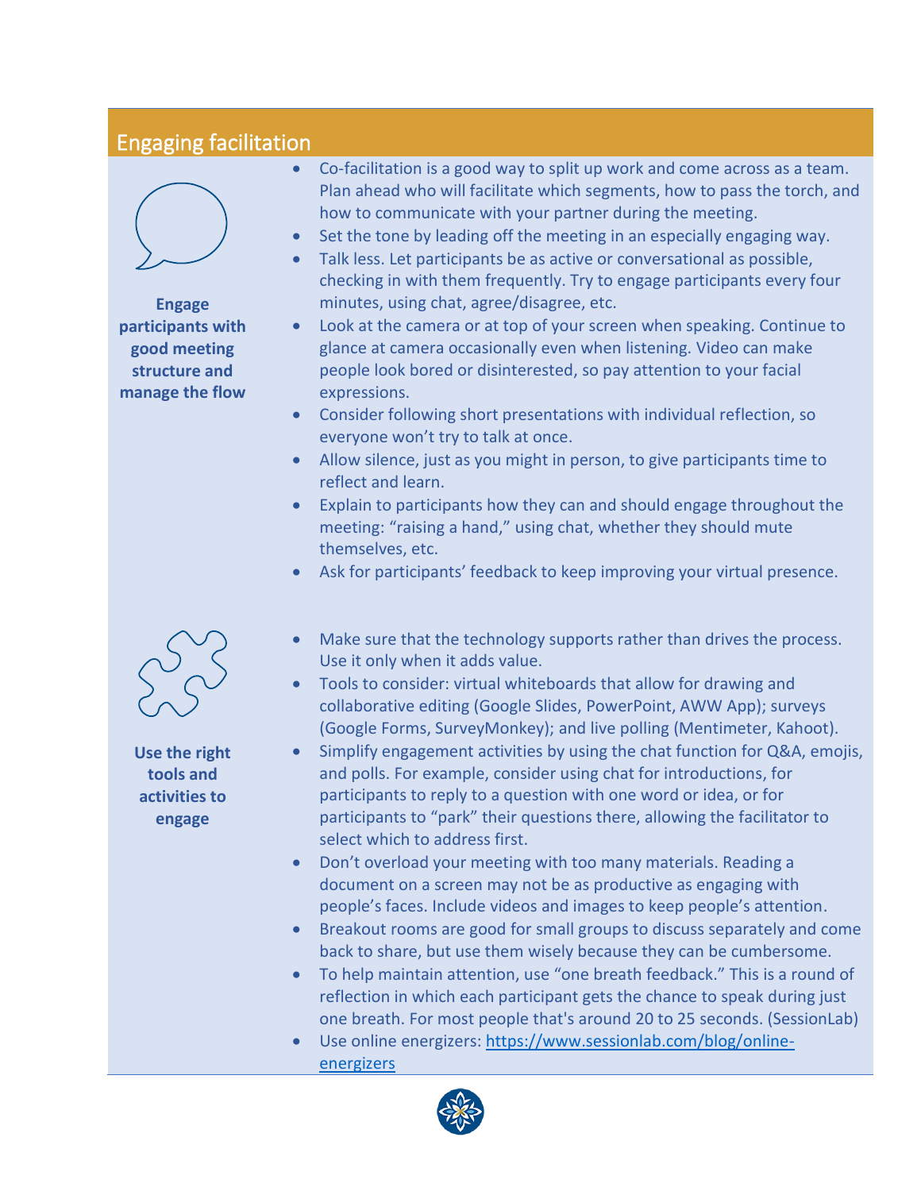## Engaging facilitation

**Engage participants with good meeting structure and manage the flow**

- Co-facilitation is a good way to split up work and come across as a team. Plan ahead who will facilitate which segments, how to pass the torch, and how to communicate with your partner during the meeting.
- Set the tone by leading off the meeting in an especially engaging way.
- Talk less. Let participants be as active or conversational as possible, checking in with them frequently. Try to engage participants every four minutes, using chat, agree/disagree, etc.
- Look at the camera or at top of your screen when speaking. Continue to glance at camera occasionally even when listening. Video can make people look bored or disinterested, so pay attention to your facial expressions.
- Consider following short presentations with individual reflection, so everyone won't try to talk at once.
- Allow silence, just as you might in person, to give participants time to reflect and learn.
- Explain to participants how they can and should engage throughout the meeting: "raising a hand," using chat, whether they should mute themselves, etc.
- Ask for participants' feedback to keep improving your virtual presence.

**Use the right tools and activities to engage**

- Make sure that the technology supports rather than drives the process. Use it only when it adds value.
- Tools to consider: virtual whiteboards that allow for drawing and collaborative editing (Google Slides, PowerPoint, AWW App); surveys (Google Forms, SurveyMonkey); and live polling (Mentimeter, Kahoot).
- Simplify engagement activities by using the chat function for Q&A, emojis, and polls. For example, consider using chat for introductions, for participants to reply to a question with one word or idea, or for participants to "park" their questions there, allowing the facilitator to select which to address first.
- Don't overload your meeting with too many materials. Reading a document on a screen may not be as productive as engaging with people's faces. Include videos and images to keep people's attention.
- Breakout rooms are good for small groups to discuss separately and come back to share, but use them wisely because they can be cumbersome.
- To help maintain attention, use "one breath feedback." This is a round of reflection in which each participant gets the chance to speak during just one breath. For most people that's around 20 to 25 seconds. (SessionLab)
- Use online energizers: [https://www.sessionlab.com/blog/online-energizers](https://www.sessionlab.com/blog/online-energizers)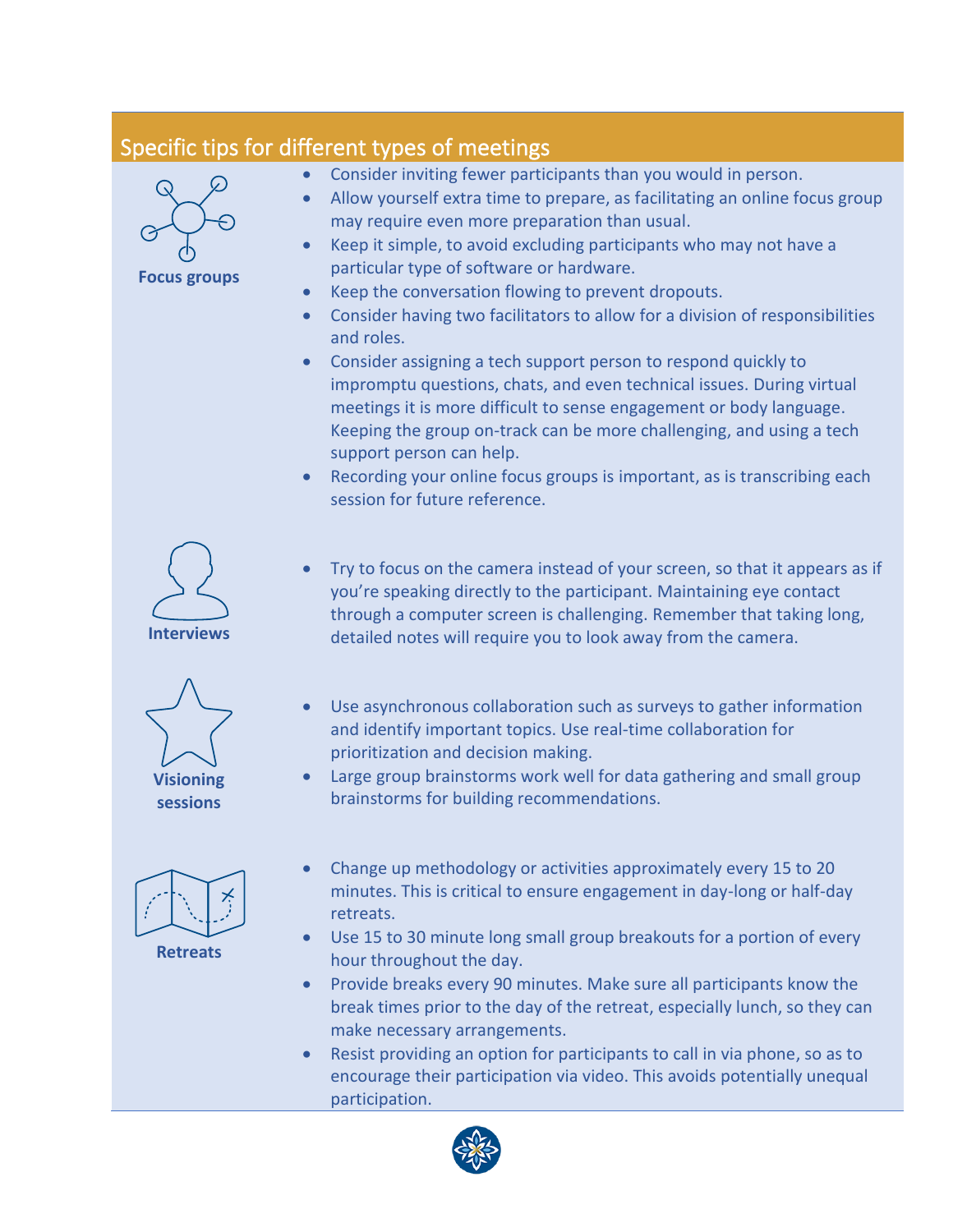## Specific tips for different types of meetings

### Focus groups

- Consider inviting fewer participants than you would in person.
- Allow yourself extra time to prepare, as facilitating an online focus group may require even more preparation than usual.
- Keep it simple, to avoid excluding participants who may not have a particular type of software or hardware.
- Keep the conversation flowing to prevent dropouts.
- Consider having two facilitators to allow for a division of responsibilities and roles.
- Consider assigning a tech support person to respond quickly to impromptu questions, chats, and even technical issues. During virtual meetings it is more difficult to sense engagement or body language. Keeping the group on-track can be more challenging, and using a tech support person can help.
- Recording your online focus groups is important, as is transcribing each session for future reference.

### Interviews

- Try to focus on the camera instead of your screen, so that it appears as if you're speaking directly to the participant. Maintaining eye contact through a computer screen is challenging. Remember that taking long, detailed notes will require you to look away from the camera.

### Visioning sessions

- Use asynchronous collaboration such as surveys to gather information and identify important topics. Use real-time collaboration for prioritization and decision making.
- Large group brainstorms work well for data gathering and small group brainstorms for building recommendations.

### Retreats

- Change up methodology or activities approximately every 15 to 20 minutes. This is critical to ensure engagement in day-long or half-day retreats.
- Use 15 to 30 minute long small group breakouts for a portion of every hour throughout the day.
- Provide breaks every 90 minutes. Make sure all participants know the break times prior to the day of the retreat, especially lunch, so they can make necessary arrangements.
- Resist providing an option for participants to call in via phone, so as to encourage their participation via video. This avoids potentially unequal participation.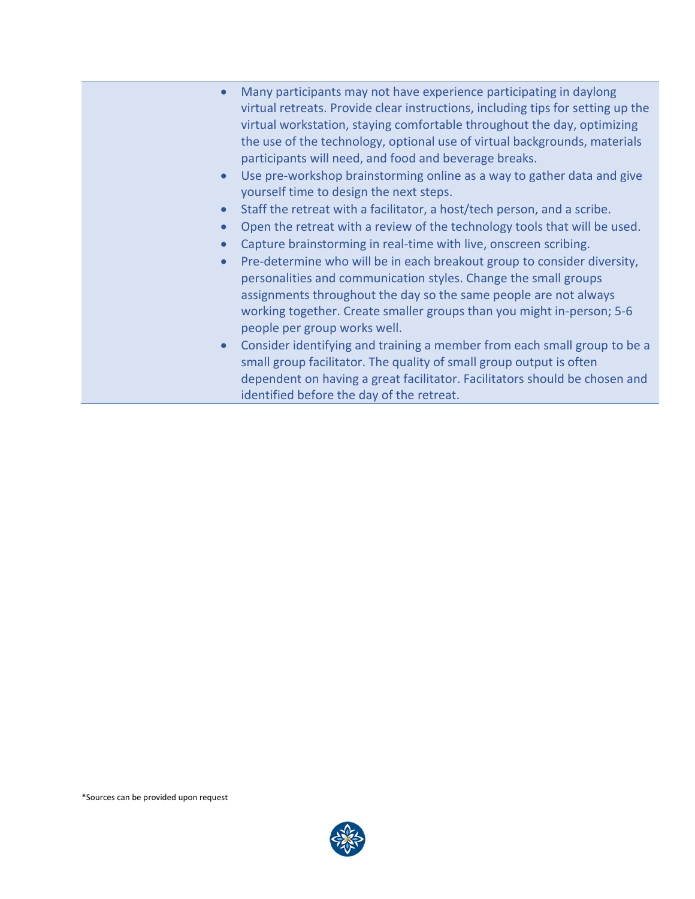| | |
|---|---|
| | • Many participants may not have experience participating in daylong virtual retreats. Provide clear instructions, including tips for setting up the virtual workstation, staying comfortable throughout the day, optimizing the use of the technology, optional use of virtual backgrounds, materials participants will need, and food and beverage breaks.<br>• Use pre-workshop brainstorming online as a way to gather data and give yourself time to design the next steps.<br>• Staff the retreat with a facilitator, a host/tech person, and a scribe.<br>• Open the retreat with a review of the technology tools that will be used.<br>• Capture brainstorming in real-time with live, onscreen scribing.<br>• Pre-determine who will be in each breakout group to consider diversity, personalities and communication styles. Change the small groups assignments throughout the day so the same people are not always working together. Create smaller groups than you might in-person; 5-6 people per group works well.<br>• Consider identifying and training a member from each small group to be a small group facilitator. The quality of small group output is often dependent on having a great facilitator. Facilitators should be chosen and identified before the day of the retreat. |

*Sources can be provided upon request